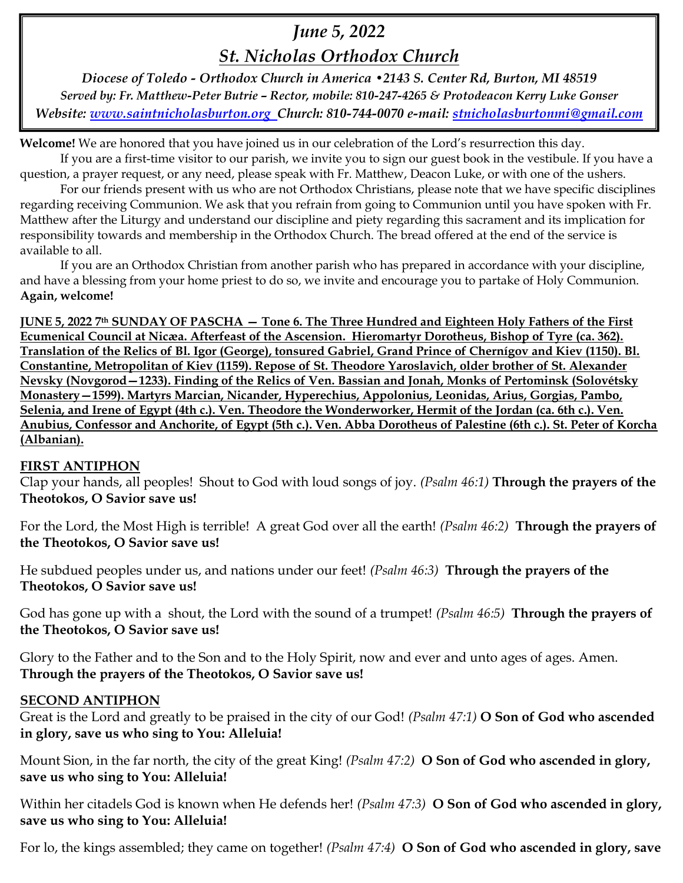# *June 5, 2022*

## *St. Nicholas Orthodox Church*

***Diocese of Toledo - Orthodox Church in America •2143 S. Center Rd, Burton, MI 48519***

***Served by: Fr. Matthew-Peter Butrie – Rector, mobile: 810-247-4265 & Protodeacon Kerry Luke Gonser***

***Website: www.saintnicholasburton.org Church: 810-744-0070 e-mail: stnicholasburtonmi@gmail.com***

**Welcome!** We are honored that you have joined us in our celebration of the Lord's resurrection this day.

If you are a first-time visitor to our parish, we invite you to sign our guest book in the vestibule. If you have a question, a prayer request, or any need, please speak with Fr. Matthew, Deacon Luke, or with one of the ushers.

For our friends present with us who are not Orthodox Christians, please note that we have specific disciplines regarding receiving Communion. We ask that you refrain from going to Communion until you have spoken with Fr. Matthew after the Liturgy and understand our discipline and piety regarding this sacrament and its implication for responsibility towards and membership in the Orthodox Church. The bread offered at the end of the service is available to all.

If you are an Orthodox Christian from another parish who has prepared in accordance with your discipline, and have a blessing from your home priest to do so, we invite and encourage you to partake of Holy Communion. **Again, welcome!**

**JUNE 5, 2022 7th SUNDAY OF PASCHA — Tone 6. The Three Hundred and Eighteen Holy Fathers of the First Ecumenical Council at Nicæa. Afterfeast of the Ascension. Hieromartyr Dorotheus, Bishop of Tyre (ca. 362). Translation of the Relics of Bl. Igor (George), tonsured Gabriel, Grand Prince of Chernígov and Kiev (1150). Bl. Constantine, Metropolitan of Kiev (1159). Repose of St. Theodore Yaroslavich, older brother of St. Alexander Nevsky (Novgorod—1233). Finding of the Relics of Ven. Bassian and Jonah, Monks of Pertominsk (Solovétsky Monastery—1599). Martyrs Marcian, Nicander, Hyperechius, Appolonius, Leonidas, Arius, Gorgias, Pambo, Selenia, and Irene of Egypt (4th c.). Ven. Theodore the Wonderworker, Hermit of the Jordan (ca. 6th c.). Ven. Anubius, Confessor and Anchorite, of Egypt (5th c.). Ven. Abba Dorotheus of Palestine (6th c.). St. Peter of Korcha (Albanian).**

### FIRST ANTIPHON

Clap your hands, all peoples! Shout to God with loud songs of joy. *(Psalm 46:1)* **Through the prayers of the Theotokos, O Savior save us!**

For the Lord, the Most High is terrible! A great God over all the earth! *(Psalm 46:2)* **Through the prayers of the Theotokos, O Savior save us!**

He subdued peoples under us, and nations under our feet! *(Psalm 46:3)* **Through the prayers of the Theotokos, O Savior save us!**

God has gone up with a shout, the Lord with the sound of a trumpet! *(Psalm 46:5)* **Through the prayers of the Theotokos, O Savior save us!**

Glory to the Father and to the Son and to the Holy Spirit, now and ever and unto ages of ages. Amen. **Through the prayers of the Theotokos, O Savior save us!**

### SECOND ANTIPHON

Great is the Lord and greatly to be praised in the city of our God! *(Psalm 47:1)* **O Son of God who ascended in glory, save us who sing to You: Alleluia!**

Mount Sion, in the far north, the city of the great King! *(Psalm 47:2)* **O Son of God who ascended in glory, save us who sing to You: Alleluia!**

Within her citadels God is known when He defends her! *(Psalm 47:3)* **O Son of God who ascended in glory, save us who sing to You: Alleluia!**

For lo, the kings assembled; they came on together! *(Psalm 47:4)* **O Son of God who ascended in glory, save**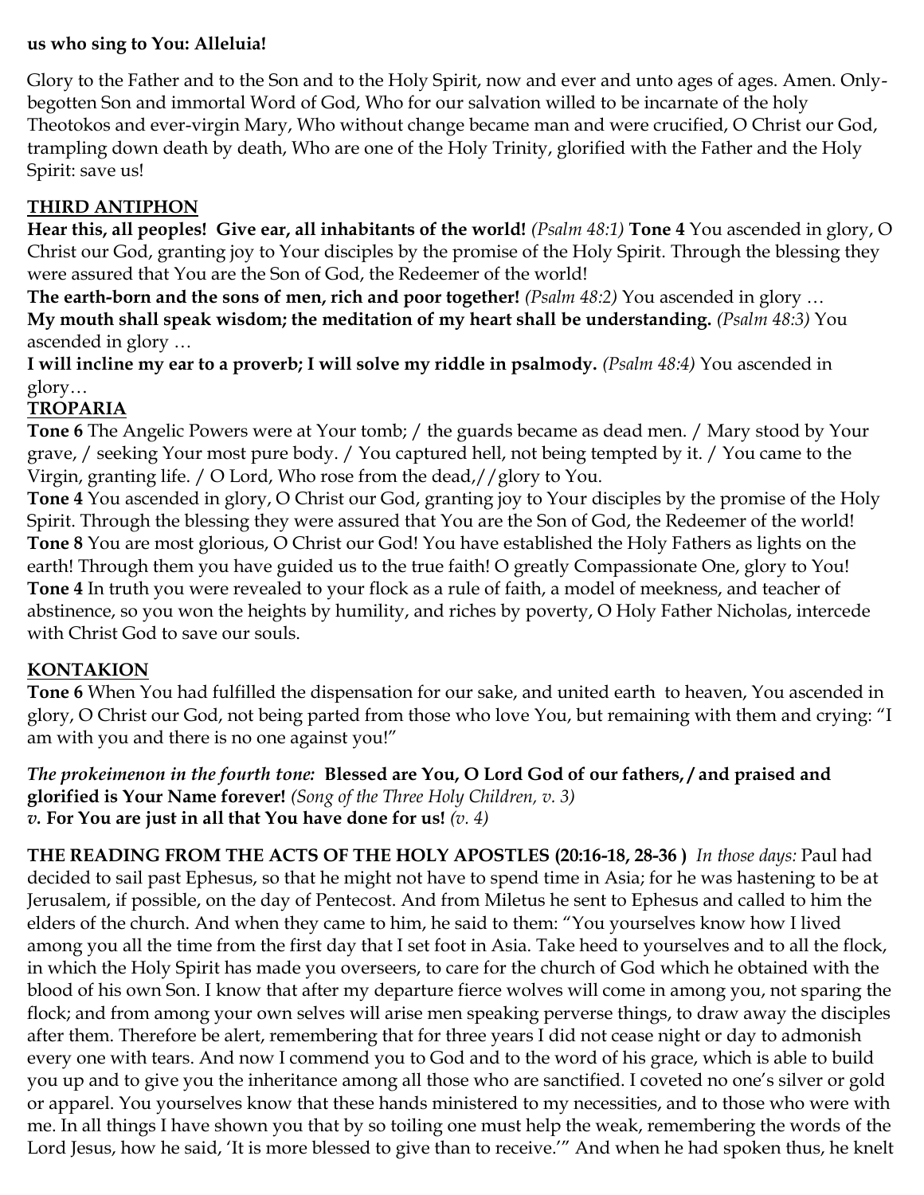**us who sing to You: Alleluia!**

Glory to the Father and to the Son and to the Holy Spirit, now and ever and unto ages of ages. Amen. Only-begotten Son and immortal Word of God, Who for our salvation willed to be incarnate of the holy Theotokos and ever-virgin Mary, Who without change became man and were crucified, O Christ our God, trampling down death by death, Who are one of the Holy Trinity, glorified with the Father and the Holy Spirit: save us!

## THIRD ANTIPHON

**Hear this, all peoples! Give ear, all inhabitants of the world!** *(Psalm 48:1)* **Tone 4** You ascended in glory, O Christ our God, granting joy to Your disciples by the promise of the Holy Spirit. Through the blessing they were assured that You are the Son of God, the Redeemer of the world!

**The earth-born and the sons of men, rich and poor together!** *(Psalm 48:2)* You ascended in glory …

**My mouth shall speak wisdom; the meditation of my heart shall be understanding.** *(Psalm 48:3)* You ascended in glory …

**I will incline my ear to a proverb; I will solve my riddle in psalmody.** *(Psalm 48:4)* You ascended in glory…

## TROPARIA

**Tone 6** The Angelic Powers were at Your tomb; / the guards became as dead men. / Mary stood by Your grave, / seeking Your most pure body. / You captured hell, not being tempted by it. / You came to the Virgin, granting life. / O Lord, Who rose from the dead,//glory to You.

**Tone 4** You ascended in glory, O Christ our God, granting joy to Your disciples by the promise of the Holy Spirit. Through the blessing they were assured that You are the Son of God, the Redeemer of the world!

**Tone 8** You are most glorious, O Christ our God! You have established the Holy Fathers as lights on the earth! Through them you have guided us to the true faith! O greatly Compassionate One, glory to You!

**Tone 4** In truth you were revealed to your flock as a rule of faith, a model of meekness, and teacher of abstinence, so you won the heights by humility, and riches by poverty, O Holy Father Nicholas, intercede with Christ God to save our souls.

## KONTAKION

**Tone 6** When You had fulfilled the dispensation for our sake, and united earth to heaven, You ascended in glory, O Christ our God, not being parted from those who love You, but remaining with them and crying: "I am with you and there is no one against you!"

***The prokeimenon in the fourth tone:*** **Blessed are You, O Lord God of our fathers, / and praised and glorified is Your Name forever!** *(Song of the Three Holy Children, v. 3)*
***v.*** **For You are just in all that You have done for us!** *(v. 4)*

**THE READING FROM THE ACTS OF THE HOLY APOSTLES (20:16-18, 28-36 )** *In those days:* Paul had decided to sail past Ephesus, so that he might not have to spend time in Asia; for he was hastening to be at Jerusalem, if possible, on the day of Pentecost. And from Miletus he sent to Ephesus and called to him the elders of the church. And when they came to him, he said to them: "You yourselves know how I lived among you all the time from the first day that I set foot in Asia. Take heed to yourselves and to all the flock, in which the Holy Spirit has made you overseers, to care for the church of God which he obtained with the blood of his own Son. I know that after my departure fierce wolves will come in among you, not sparing the flock; and from among your own selves will arise men speaking perverse things, to draw away the disciples after them. Therefore be alert, remembering that for three years I did not cease night or day to admonish every one with tears. And now I commend you to God and to the word of his grace, which is able to build you up and to give you the inheritance among all those who are sanctified. I coveted no one's silver or gold or apparel. You yourselves know that these hands ministered to my necessities, and to those who were with me. In all things I have shown you that by so toiling one must help the weak, remembering the words of the Lord Jesus, how he said, 'It is more blessed to give than to receive.'" And when he had spoken thus, he knelt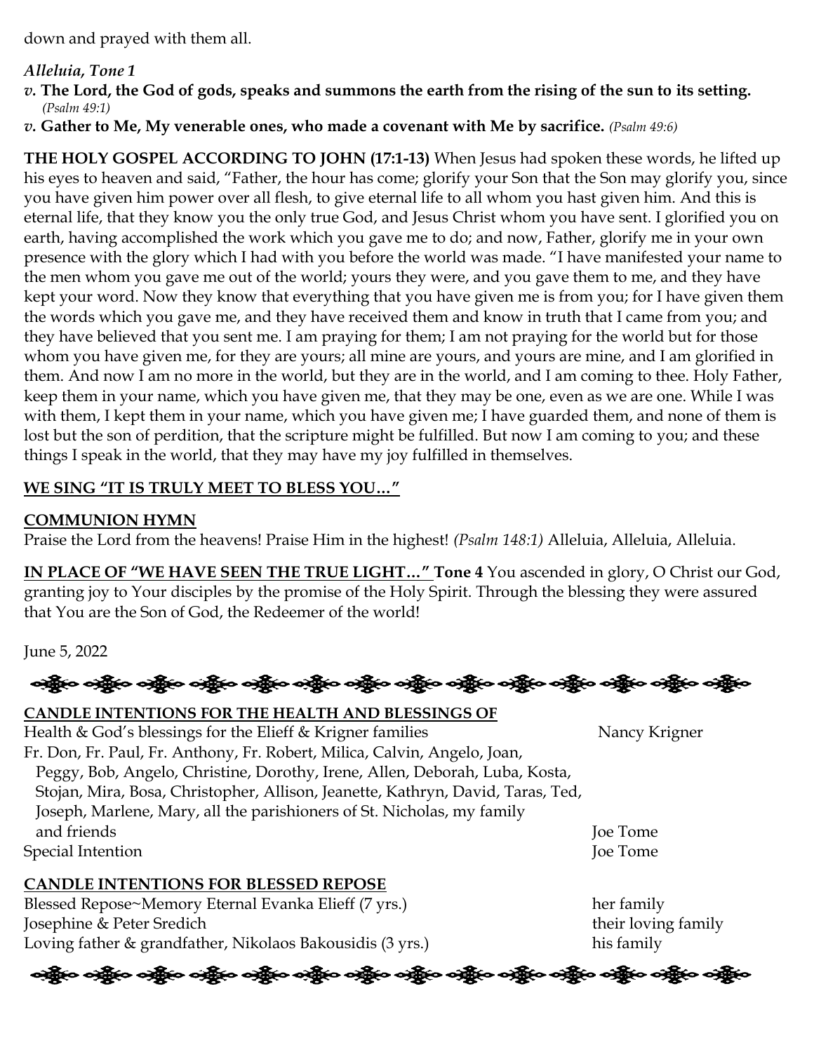down and prayed with them all.

***Alleluia, Tone 1***

*v.* **The Lord, the God of gods, speaks and summons the earth from the rising of the sun to its setting.** *(Psalm 49:1)*

*v.* **Gather to Me, My venerable ones, who made a covenant with Me by sacrifice.** *(Psalm 49:6)*

**THE HOLY GOSPEL ACCORDING TO JOHN (17:1-13)** When Jesus had spoken these words, he lifted up his eyes to heaven and said, "Father, the hour has come; glorify your Son that the Son may glorify you, since you have given him power over all flesh, to give eternal life to all whom you hast given him. And this is eternal life, that they know you the only true God, and Jesus Christ whom you have sent. I glorified you on earth, having accomplished the work which you gave me to do; and now, Father, glorify me in your own presence with the glory which I had with you before the world was made. "I have manifested your name to the men whom you gave me out of the world; yours they were, and you gave them to me, and they have kept your word. Now they know that everything that you have given me is from you; for I have given them the words which you gave me, and they have received them and know in truth that I came from you; and they have believed that you sent me. I am praying for them; I am not praying for the world but for those whom you have given me, for they are yours; all mine are yours, and yours are mine, and I am glorified in them. And now I am no more in the world, but they are in the world, and I am coming to thee. Holy Father, keep them in your name, which you have given me, that they may be one, even as we are one. While I was with them, I kept them in your name, which you have given me; I have guarded them, and none of them is lost but the son of perdition, that the scripture might be fulfilled. But now I am coming to you; and these things I speak in the world, that they may have my joy fulfilled in themselves.

**WE SING "IT IS TRULY MEET TO BLESS YOU…"**

**COMMUNION HYMN**

Praise the Lord from the heavens! Praise Him in the highest! *(Psalm 148:1)* Alleluia, Alleluia, Alleluia.

**IN PLACE OF "WE HAVE SEEN THE TRUE LIGHT…" Tone 4** You ascended in glory, O Christ our God, granting joy to Your disciples by the promise of the Holy Spirit. Through the blessing they were assured that You are the Son of God, the Redeemer of the world!

June 5, 2022

**CANDLE INTENTIONS FOR THE HEALTH AND BLESSINGS OF**

| Intention | Offered by |
|---|---|
| Health & God's blessings for the Elieff & Krigner families | Nancy Krigner |
| Fr. Don, Fr. Paul, Fr. Anthony, Fr. Robert, Milica, Calvin, Angelo, Joan, Peggy, Bob, Angelo, Christine, Dorothy, Irene, Allen, Deborah, Luba, Kosta, Stojan, Mira, Bosa, Christopher, Allison, Jeanette, Kathryn, David, Taras, Ted, Joseph, Marlene, Mary, all the parishioners of St. Nicholas, my family and friends | Joe Tome |
| Special Intention | Joe Tome |

**CANDLE INTENTIONS FOR BLESSED REPOSE**

| Intention | Offered by |
|---|---|
| Blessed Repose~Memory Eternal Evanka Elieff (7 yrs.) | her family |
| Josephine & Peter Sredich | their loving family |
| Loving father & grandfather, Nikolaos Bakousidis (3 yrs.) | his family |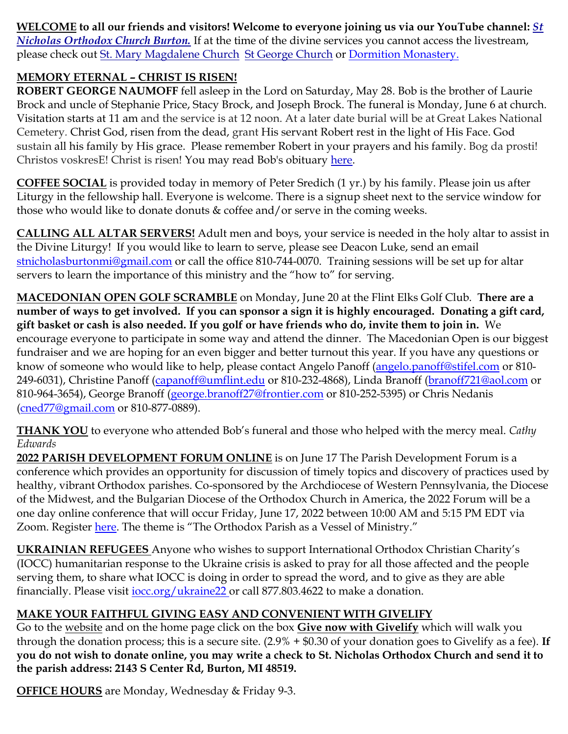**<u>WELCOME</u> to all our friends and visitors! Welcome to everyone joining us via our YouTube channel:** ***[St Nicholas Orthodox Church Burton.](#)*** If at the time of the divine services you cannot access the livestream, please check out [St. Mary Magdalene Church](#) [St George Church](#) or [Dormition Monastery.](#)

**<u>MEMORY ETERNAL – CHRIST IS RISEN!</u>**
**ROBERT GEORGE NAUMOFF** fell asleep in the Lord on Saturday, May 28. Bob is the brother of Laurie Brock and uncle of Stephanie Price, Stacy Brock, and Joseph Brock. The funeral is Monday, June 6 at church. Visitation starts at 11 am and the service is at 12 noon. At a later date burial will be at Great Lakes National Cemetery. Christ God, risen from the dead, grant His servant Robert rest in the light of His Face. God sustain all his family by His grace. Please remember Robert in your prayers and his family. Bog da prosti! Christos voskresE! Christ is risen! You may read Bob's obituary [here](#).

**<u>COFFEE SOCIAL</u>** is provided today in memory of Peter Sredich (1 yr.) by his family. Please join us after Liturgy in the fellowship hall. Everyone is welcome. There is a signup sheet next to the service window for those who would like to donate donuts & coffee and/or serve in the coming weeks.

**<u>CALLING ALL ALTAR SERVERS!</u>** Adult men and boys, your service is needed in the holy altar to assist in the Divine Liturgy! If you would like to learn to serve, please see Deacon Luke, send an email [stnicholasburtonmi@gmail.com](mailto:stnicholasburtonmi@gmail.com) or call the office 810-744-0070. Training sessions will be set up for altar servers to learn the importance of this ministry and the "how to" for serving.

**<u>MACEDONIAN OPEN GOLF SCRAMBLE</u>** on Monday, June 20 at the Flint Elks Golf Club. **There are a number of ways to get involved. If you can sponsor a sign it is highly encouraged. Donating a gift card, gift basket or cash is also needed. If you golf or have friends who do, invite them to join in.** We encourage everyone to participate in some way and attend the dinner. The Macedonian Open is our biggest fundraiser and we are hoping for an even bigger and better turnout this year. If you have any questions or know of someone who would like to help, please contact Angelo Panoff ([angelo.panoff@stifel.com](mailto:angelo.panoff@stifel.com) or 810-249-6031), Christine Panoff ([capanoff@umflint.edu](mailto:capanoff@umflint.edu) or 810-232-4868), Linda Branoff ([branoff721@aol.com](mailto:branoff721@aol.com) or 810-964-3654), George Branoff ([george.branoff27@frontier.com](mailto:george.branoff27@frontier.com) or 810-252-5395) or Chris Nedanis ([cned77@gmail.com](mailto:cned77@gmail.com) or 810-877-0889).

**<u>THANK YOU</u>** to everyone who attended Bob's funeral and those who helped with the mercy meal. *Cathy Edwards*
**<u>2022 PARISH DEVELOPMENT FORUM ONLINE</u>** is on June 17 The Parish Development Forum is a conference which provides an opportunity for discussion of timely topics and discovery of practices used by healthy, vibrant Orthodox parishes. Co-sponsored by the Archdiocese of Western Pennsylvania, the Diocese of the Midwest, and the Bulgarian Diocese of the Orthodox Church in America, the 2022 Forum will be a one day online conference that will occur Friday, June 17, 2022 between 10:00 AM and 5:15 PM EDT via Zoom. Register [here](#). The theme is "The Orthodox Parish as a Vessel of Ministry."

**<u>UKRAINIAN REFUGEES</u>** Anyone who wishes to support International Orthodox Christian Charity's (IOCC) humanitarian response to the Ukraine crisis is asked to pray for all those affected and the people serving them, to share what IOCC is doing in order to spread the word, and to give as they are able financially. Please visit [iocc.org/ukraine22](#) or call 877.803.4622 to make a donation.

**<u>MAKE YOUR FAITHFUL GIVING EASY AND CONVENIENT WITH GIVELIFY</u>**
Go to the [website](#) and on the home page click on the box **<u>Give now with Givelify</u>** which will walk you through the donation process; this is a secure site. (2.9% + $0.30 of your donation goes to Givelify as a fee). **If you do not wish to donate online, you may write a check to St. Nicholas Orthodox Church and send it to the parish address: 2143 S Center Rd, Burton, MI 48519.**

**<u>OFFICE HOURS</u>** are Monday, Wednesday & Friday 9-3.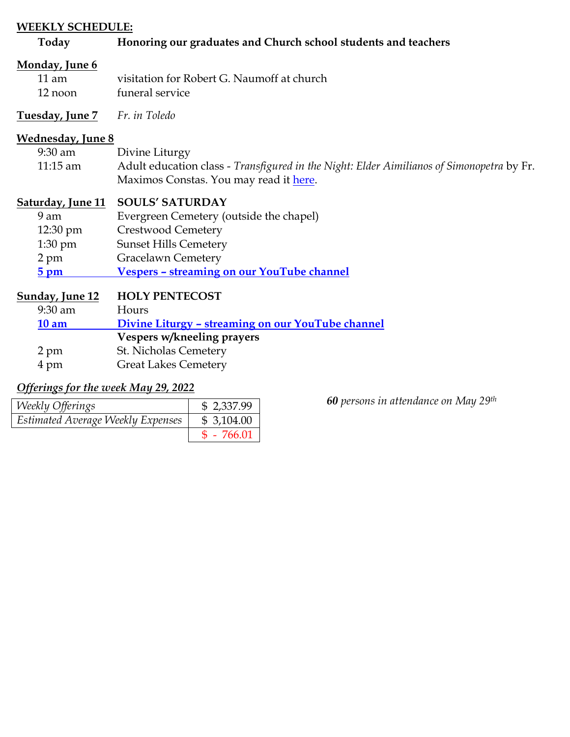**WEEKLY SCHEDULE:**

**Today** **Honoring our graduates and Church school students and teachers**

**Monday, June 6**

11 am visitation for Robert G. Naumoff at church

12 noon funeral service

**Tuesday, June 7** *Fr. in Toledo*

**Wednesday, June 8**

9:30 am Divine Liturgy

11:15 am Adult education class - *Transfigured in the Night: Elder Aimilianos of Simonopetra* by Fr. Maximos Constas. You may read it here.

**Saturday, June 11** **SOULS' SATURDAY**

9 am Evergreen Cemetery (outside the chapel)

12:30 pm Crestwood Cemetery

1:30 pm Sunset Hills Cemetery

2 pm Gracelawn Cemetery

**5 pm Vespers – streaming on our YouTube channel**

**Sunday, June 12** **HOLY PENTECOST**

9:30 am Hours

**10 am Divine Liturgy – streaming on our YouTube channel**

**Vespers w/kneeling prayers**

2 pm St. Nicholas Cemetery

4 pm Great Lakes Cemetery

***Offerings for the week May 29, 2022***

| | |
|---|---|
| *Weekly Offerings* | $ 2,337.99 |
| *Estimated Average Weekly Expenses* | $ 3,104.00 |
| | $ - 766.01 |

***60** persons in attendance on May 29th*